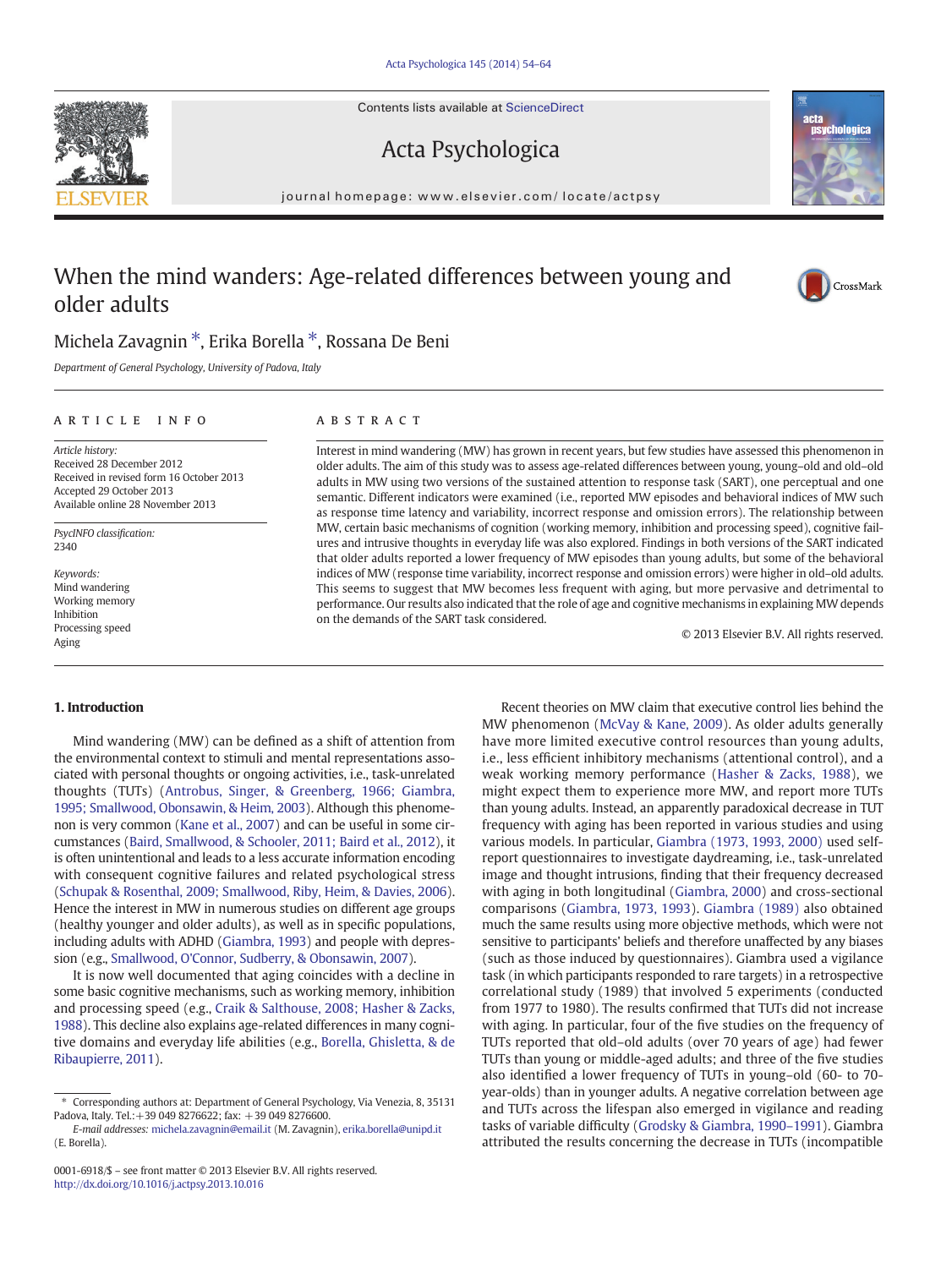# When the mind wanders: Age-related differences between young and older adults

Michela Zavagnin *, Erika Borella *, Rossana De Beni

*Department of General Psychology, University of Padova, Italy*

---

**ARTICLE INFO**

*Article history:*
Received 28 December 2012
Received in revised form 16 October 2013
Accepted 29 October 2013
Available online 28 November 2013

*PsycINFO classification:*
2340

*Keywords:*
Mind wandering
Working memory
Inhibition
Processing speed
Aging

**ABSTRACT**

Interest in mind wandering (MW) has grown in recent years, but few studies have assessed this phenomenon in older adults. The aim of this study was to assess age-related differences between young, young–old and old–old adults in MW using two versions of the sustained attention to response task (SART), one perceptual and one semantic. Different indicators were examined (i.e., reported MW episodes and behavioral indices of MW such as response time latency and variability, incorrect response and omission errors). The relationship between MW, certain basic mechanisms of cognition (working memory, inhibition and processing speed), cognitive failures and intrusive thoughts in everyday life was also explored. Findings in both versions of the SART indicated that older adults reported a lower frequency of MW episodes than young adults, but some of the behavioral indices of MW (response time variability, incorrect response and omission errors) were higher in old–old adults. This seems to suggest that MW becomes less frequent with aging, but more pervasive and detrimental to performance. Our results also indicated that the role of age and cognitive mechanisms in explaining MW depends on the demands of the SART task considered.

© 2013 Elsevier B.V. All rights reserved.

---

## 1. Introduction

Mind wandering (MW) can be defined as a shift of attention from the environmental context to stimuli and mental representations associated with personal thoughts or ongoing activities, i.e., task-unrelated thoughts (TUTs) (Antrobus, Singer, & Greenberg, 1966; Giambra, 1995; Smallwood, Obonsawin, & Heim, 2003). Although this phenomenon is very common (Kane et al., 2007) and can be useful in some circumstances (Baird, Smallwood, & Schooler, 2011; Baird et al., 2012), it is often unintentional and leads to a less accurate information encoding with consequent cognitive failures and related psychological stress (Schupak & Rosenthal, 2009; Smallwood, Riby, Heim, & Davies, 2006). Hence the interest in MW in numerous studies on different age groups (healthy younger and older adults), as well as in specific populations, including adults with ADHD (Giambra, 1993) and people with depression (e.g., Smallwood, O'Connor, Sudberry, & Obonsawin, 2007).

It is now well documented that aging coincides with a decline in some basic cognitive mechanisms, such as working memory, inhibition and processing speed (e.g., Craik & Salthouse, 2008; Hasher & Zacks, 1988). This decline also explains age-related differences in many cognitive domains and everyday life abilities (e.g., Borella, Ghisletta, & de Ribaupierre, 2011).

Recent theories on MW claim that executive control lies behind the MW phenomenon (McVay & Kane, 2009). As older adults generally have more limited executive control resources than young adults, i.e., less efficient inhibitory mechanisms (attentional control), and a weak working memory performance (Hasher & Zacks, 1988), we might expect them to experience more MW, and report more TUTs than young adults. Instead, an apparently paradoxical decrease in TUT frequency with aging has been reported in various studies and using various models. In particular, Giambra (1973, 1993, 2000) used self-report questionnaires to investigate daydreaming, i.e., task-unrelated image and thought intrusions, finding that their frequency decreased with aging in both longitudinal (Giambra, 2000) and cross-sectional comparisons (Giambra, 1973, 1993). Giambra (1989) also obtained much the same results using more objective methods, which were not sensitive to participants' beliefs and therefore unaffected by any biases (such as those induced by questionnaires). Giambra used a vigilance task (in which participants responded to rare targets) in a retrospective correlational study (1989) that involved 5 experiments (conducted from 1977 to 1980). The results confirmed that TUTs did not increase with aging. In particular, four of the five studies on the frequency of TUTs reported that old–old adults (over 70 years of age) had fewer TUTs than young or middle-aged adults; and three of the five studies also identified a lower frequency of TUTs in young–old (60- to 70-year-olds) than in younger adults. A negative correlation between age and TUTs across the lifespan also emerged in vigilance and reading tasks of variable difficulty (Grodsky & Giambra, 1990–1991). Giambra attributed the results concerning the decrease in TUTs (incompatible

---

\* Corresponding authors at: Department of General Psychology, Via Venezia, 8, 35131 Padova, Italy. Tel.: +39 049 8276622; fax: +39 049 8276600.
*E-mail addresses:* michela.zavagnin@email.it (M. Zavagnin), erika.borella@unipd.it (E. Borella).

0001-6918/$ – see front matter © 2013 Elsevier B.V. All rights reserved.
http://dx.doi.org/10.1016/j.actpsy.2013.10.016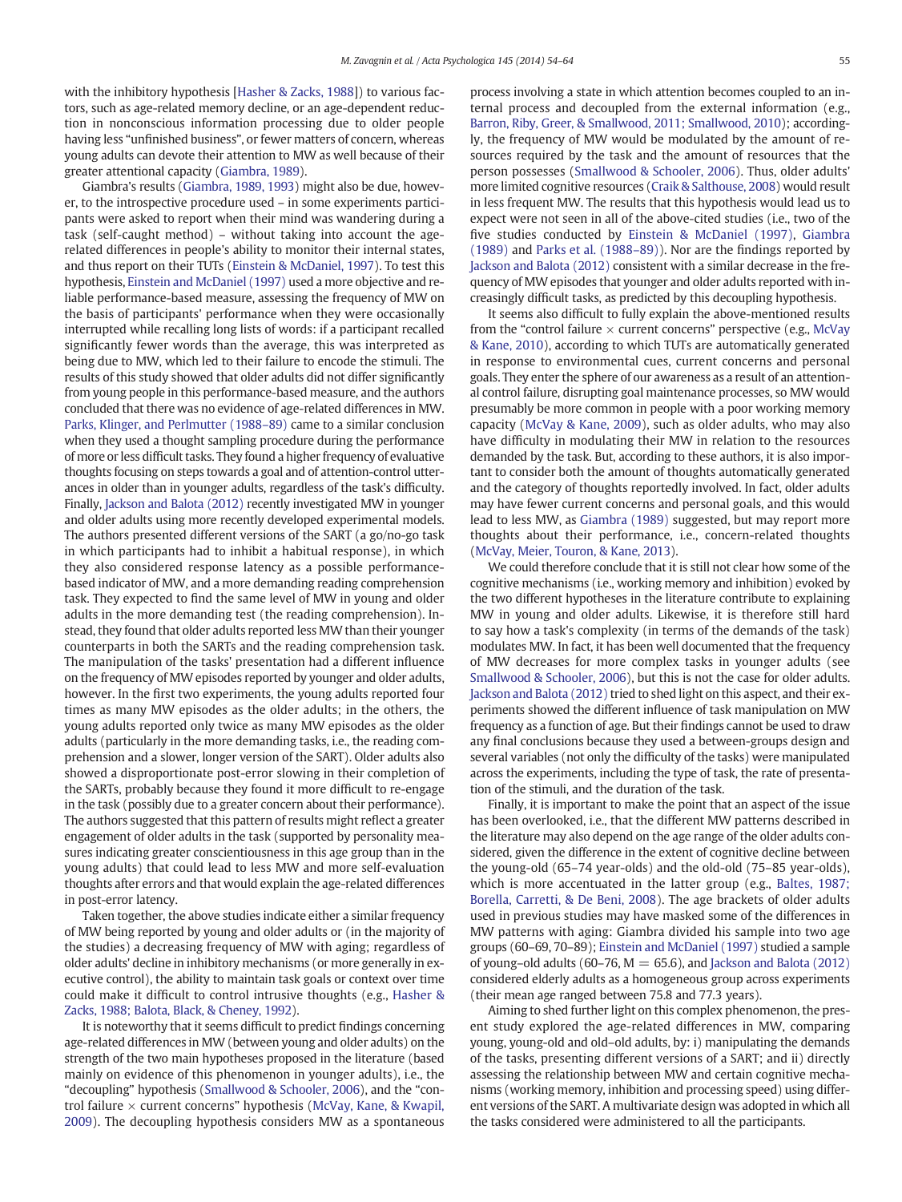with the inhibitory hypothesis [Hasher & Zacks, 1988]) to various factors, such as age-related memory decline, or an age-dependent reduction in nonconscious information processing due to older people having less "unfinished business", or fewer matters of concern, whereas young adults can devote their attention to MW as well because of their greater attentional capacity (Giambra, 1989).

Giambra's results (Giambra, 1989, 1993) might also be due, however, to the introspective procedure used – in some experiments participants were asked to report when their mind was wandering during a task (self-caught method) – without taking into account the age-related differences in people's ability to monitor their internal states, and thus report on their TUTs (Einstein & McDaniel, 1997). To test this hypothesis, Einstein and McDaniel (1997) used a more objective and reliable performance-based measure, assessing the frequency of MW on the basis of participants' performance when they were occasionally interrupted while recalling long lists of words: if a participant recalled significantly fewer words than the average, this was interpreted as being due to MW, which led to their failure to encode the stimuli. The results of this study showed that older adults did not differ significantly from young people in this performance-based measure, and the authors concluded that there was no evidence of age-related differences in MW. Parks, Klinger, and Perlmutter (1988–89) came to a similar conclusion when they used a thought sampling procedure during the performance of more or less difficult tasks. They found a higher frequency of evaluative thoughts focusing on steps towards a goal and of attention-control utterances in older than in younger adults, regardless of the task's difficulty. Finally, Jackson and Balota (2012) recently investigated MW in younger and older adults using more recently developed experimental methods. The authors presented different versions of the SART (a go/no-go task in which participants had to inhibit a habitual response), in which they also considered response latency as a possible performance-based indicator of MW, and a more demanding reading comprehension task. They expected to find the same level of MW in young and older adults in the more demanding test (the reading comprehension). Instead, they found that older adults reported less MW than their younger counterparts in both the SARTs and the reading comprehension task. The manipulation of the tasks' presentation had a different influence on the frequency of MW episodes reported by younger and older adults, however. In the first two experiments, the young adults reported four times as many MW episodes as the older adults; in the others, the young adults reported only twice as many MW episodes as the older adults (particularly in the more demanding tasks, i.e., the reading comprehension and a slower, longer version of the SART). Older adults also showed a disproportionate post-error slowing in their completion of the SARTs, probably because they found it more difficult to re-engage in the task (possibly due to a greater concern about their performance). The authors suggested that this pattern of results might reflect a greater engagement of older adults in the task (supported by personality measures indicating greater conscientiousness in this age group than in the young adults) that could lead to less MW and more self-evaluation thoughts after errors and that would explain the age-related differences in post-error latency.

Taken together, the above studies indicate either a similar frequency of MW being reported by young and older adults or (in the majority of the studies) a decreasing frequency of MW with aging; regardless of older adults' decline in inhibitory mechanisms (or more generally in executive control), the ability to maintain task goals or context over time could make it difficult to control intrusive thoughts (e.g., Hasher & Zacks, 1988; Balota, Black, & Cheney, 1992).

It is noteworthy that it seems difficult to predict findings concerning age-related differences in MW (between young and older adults) on the strength of the two main hypotheses proposed in the literature (based mainly on evidence of this phenomenon in younger adults), i.e., the "decoupling" hypothesis (Smallwood & Schooler, 2006), and the "control failure × current concerns" hypothesis (McVay, Kane, & Kwapil, 2009). The decoupling hypothesis considers MW as a spontaneous process involving a state in which attention becomes coupled to an internal process and decoupled from the external information (e.g., Barron, Riby, Greer, & Smallwood, 2011; Smallwood, 2010); accordingly, the frequency of MW would be modulated by the amount of resources required by the task and the amount of resources that the person possesses (Smallwood & Schooler, 2006). Thus, older adults' more limited cognitive resources (Craik & Salthouse, 2008) would result in less frequent MW. The results that this hypothesis would lead us to expect were not seen in all of the above-cited studies (i.e., two of the five studies conducted by Einstein & McDaniel (1997), Giambra (1989) and Parks et al. (1988–89)). Nor are the findings reported by Jackson and Balota (2012) consistent with a similar decrease in the frequency of MW episodes that younger and older adults reported with increasingly difficult tasks, as predicted by this decoupling hypothesis.

It seems also difficult to fully explain the above-mentioned results from the "control failure × current concerns" perspective (e.g., McVay & Kane, 2010), according to which TUTs are automatically generated in response to environmental cues, current concerns and personal goals. They enter the sphere of our awareness as a result of an attentional control failure, disrupting goal maintenance processes, so MW would presumably be more common in people with a poor working memory capacity (McVay & Kane, 2009), such as older adults, who may also have difficulty in modulating their MW in relation to the resources demanded by the task. But, according to these authors, it is also important to consider both the amount of thoughts automatically generated and the category of thoughts reportedly involved. In fact, older adults may have fewer current concerns and personal goals, and this would lead to less MW, as Giambra (1989) suggested, but may report more thoughts about their performance, i.e., concern-related thoughts (McVay, Meier, Touron, & Kane, 2013).

We could therefore conclude that it is still not clear how some of the cognitive mechanisms (i.e., working memory and inhibition) evoked by the two different hypotheses in the literature contribute to explaining MW in young and older adults. Likewise, it is therefore still hard to say how a task's complexity (in terms of the demands of the task) modulates MW. In fact, it has been well documented that the frequency of MW decreases for more complex tasks in younger adults (see Smallwood & Schooler, 2006), but this is not the case for older adults. Jackson and Balota (2012) tried to shed light on this aspect, and their experiments showed the different influence of task manipulation on MW frequency as a function of age. But their findings cannot be used to draw any final conclusions because they used a between-groups design and several variables (not only the difficulty of the tasks) were manipulated across the experiments, including the type of task, the rate of presentation of the stimuli, and the duration of the task.

Finally, it is important to make the point that an aspect of the issue has been overlooked, i.e., that the different MW patterns described in the literature may also depend on the age range of the older adults considered, given the difference in the extent of cognitive decline between the young-old (65–74 year-olds) and the old-old (75–85 year-olds), which is more accentuated in the latter group (e.g., Baltes, 1987; Borella, Carretti, & De Beni, 2008). The age brackets of older adults used in previous studies may have masked some of the differences in MW patterns with aging: Giambra divided his sample into two age groups (60–69, 70–89); Einstein and McDaniel (1997) studied a sample of young–old adults (60–76, M = 65.6), and Jackson and Balota (2012) considered elderly adults as a homogeneous group across experiments (their mean age ranged between 75.8 and 77.3 years).

Aiming to shed further light on this complex phenomenon, the present study explored the age-related differences in MW, comparing young, young-old and old–old adults, by: i) manipulating the demands of the tasks, presenting different versions of a SART; and ii) directly assessing the relationship between MW and certain cognitive mechanisms (working memory, inhibition and processing speed) using different versions of the SART. A multivariate design was adopted in which all the tasks considered were administered to all the participants.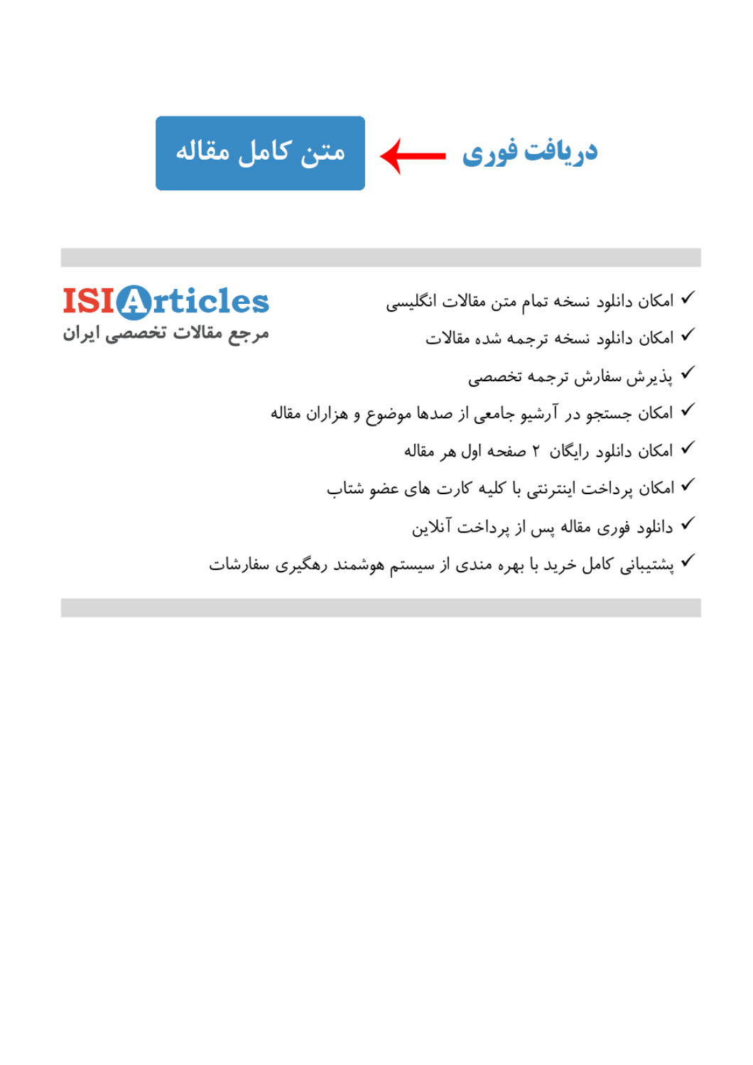دریافت فوری ← متن کامل مقاله

**ISIArticles**
مرجع مقالات تخصصی ایران

- ✓ امکان دانلود نسخه تمام متن مقالات انگلیسی
- ✓ امکان دانلود نسخه ترجمه شده مقالات
- ✓ پذیرش سفارش ترجمه تخصصی
- ✓ امکان جستجو در آرشیو جامعی از صدها موضوع و هزاران مقاله
- ✓ امکان دانلود رایگان ۲ صفحه اول هر مقاله
- ✓ امکان پرداخت اینترنتی با کلیه کارت های عضو شتاب
- ✓ دانلود فوری مقاله پس از پرداخت آنلاین
- ✓ پشتیبانی کامل خرید با بهره مندی از سیستم هوشمند رهگیری سفارشات